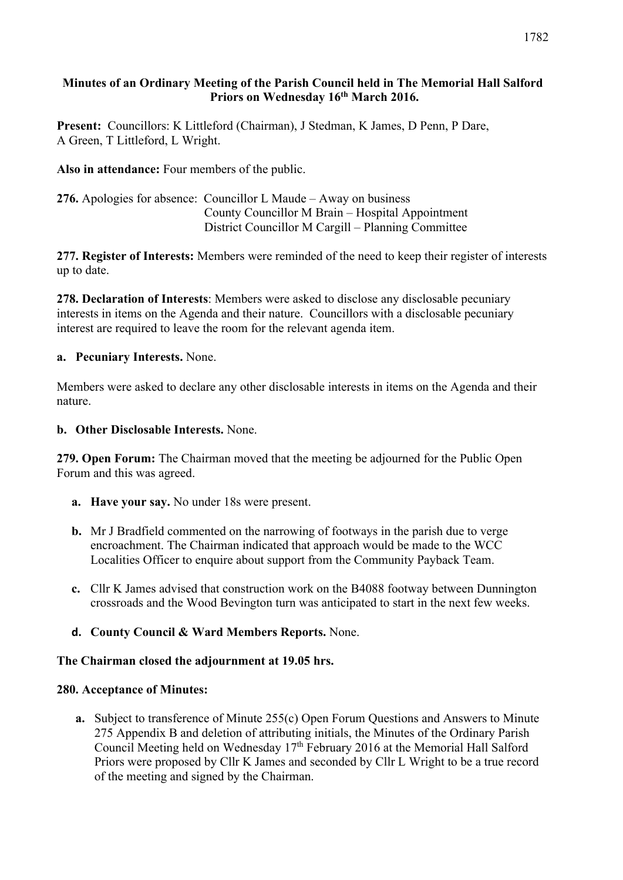**Minutes of an Ordinary Meeting of the Parish Council held in The Memorial Hall Salford Priors on Wednesday 16th March 2016.**

**Present:** Councillors: K Littleford (Chairman), J Stedman, K James, D Penn, P Dare, A Green, T Littleford, L Wright.

**Also in attendance:** Four members of the public.

**276.** Apologies for absence: Councillor L Maude – Away on business
County Councillor M Brain – Hospital Appointment
District Councillor M Cargill – Planning Committee

**277. Register of Interests:** Members were reminded of the need to keep their register of interests up to date.

**278. Declaration of Interests**: Members were asked to disclose any disclosable pecuniary interests in items on the Agenda and their nature. Councillors with a disclosable pecuniary interest are required to leave the room for the relevant agenda item.

**a. Pecuniary Interests.** None.

Members were asked to declare any other disclosable interests in items on the Agenda and their nature.

**b. Other Disclosable Interests.** None.

**279. Open Forum:** The Chairman moved that the meeting be adjourned for the Public Open Forum and this was agreed.

- **a. Have your say.** No under 18s were present.
- **b.** Mr J Bradfield commented on the narrowing of footways in the parish due to verge encroachment. The Chairman indicated that approach would be made to the WCC Localities Officer to enquire about support from the Community Payback Team.
- **c.** Cllr K James advised that construction work on the B4088 footway between Dunnington crossroads and the Wood Bevington turn was anticipated to start in the next few weeks.
- **d. County Council & Ward Members Reports.** None.

**The Chairman closed the adjournment at 19.05 hrs.**

**280. Acceptance of Minutes:**

- **a.** Subject to transference of Minute 255(c) Open Forum Questions and Answers to Minute 275 Appendix B and deletion of attributing initials, the Minutes of the Ordinary Parish Council Meeting held on Wednesday 17th February 2016 at the Memorial Hall Salford Priors were proposed by Cllr K James and seconded by Cllr L Wright to be a true record of the meeting and signed by the Chairman.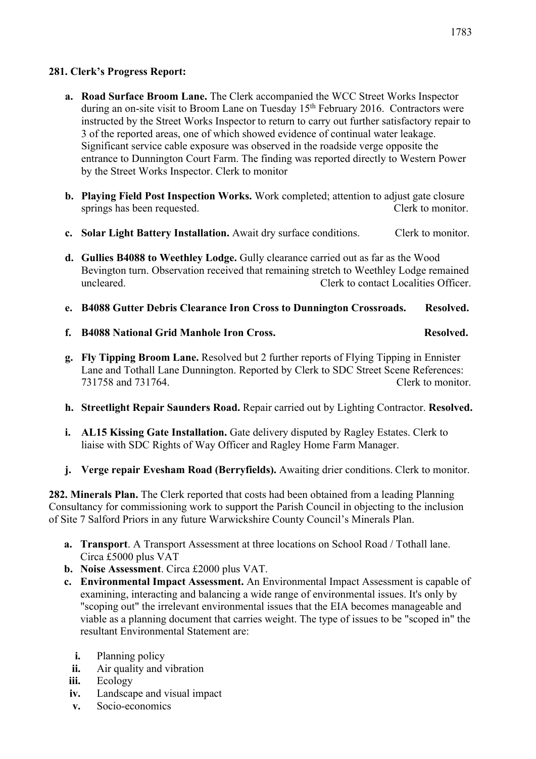**281. Clerk's Progress Report:**

a. **Road Surface Broom Lane.** The Clerk accompanied the WCC Street Works Inspector during an on-site visit to Broom Lane on Tuesday 15th February 2016. Contractors were instructed by the Street Works Inspector to return to carry out further satisfactory repair to 3 of the reported areas, one of which showed evidence of continual water leakage. Significant service cable exposure was observed in the roadside verge opposite the entrance to Dunnington Court Farm. The finding was reported directly to Western Power by the Street Works Inspector. Clerk to monitor

b. **Playing Field Post Inspection Works.** Work completed; attention to adjust gate closure springs has been requested. Clerk to monitor.

c. **Solar Light Battery Installation.** Await dry surface conditions. Clerk to monitor.

d. **Gullies B4088 to Weethley Lodge.** Gully clearance carried out as far as the Wood Bevington turn. Observation received that remaining stretch to Weethley Lodge remained uncleared. Clerk to contact Localities Officer.

e. **B4088 Gutter Debris Clearance Iron Cross to Dunnington Crossroads. Resolved.**

f. **B4088 National Grid Manhole Iron Cross. Resolved.**

g. **Fly Tipping Broom Lane.** Resolved but 2 further reports of Flying Tipping in Ennister Lane and Tothall Lane Dunnington. Reported by Clerk to SDC Street Scene References: 731758 and 731764. Clerk to monitor.

h. **Streetlight Repair Saunders Road.** Repair carried out by Lighting Contractor. **Resolved.**

i. **AL15 Kissing Gate Installation.** Gate delivery disputed by Ragley Estates. Clerk to liaise with SDC Rights of Way Officer and Ragley Home Farm Manager.

j. **Verge repair Evesham Road (Berryfields).** Awaiting drier conditions. Clerk to monitor.

**282. Minerals Plan.** The Clerk reported that costs had been obtained from a leading Planning Consultancy for commissioning work to support the Parish Council in objecting to the inclusion of Site 7 Salford Priors in any future Warwickshire County Council's Minerals Plan.

a. **Transport**. A Transport Assessment at three locations on School Road / Tothall lane. Circa £5000 plus VAT
b. **Noise Assessment**. Circa £2000 plus VAT.
c. **Environmental Impact Assessment.** An Environmental Impact Assessment is capable of examining, interacting and balancing a wide range of environmental issues. It's only by "scoping out" the irrelevant environmental issues that the EIA becomes manageable and viable as a planning document that carries weight. The type of issues to be "scoped in" the resultant Environmental Statement are:

   i. Planning policy
   ii. Air quality and vibration
   iii. Ecology
   iv. Landscape and visual impact
   v. Socio-economics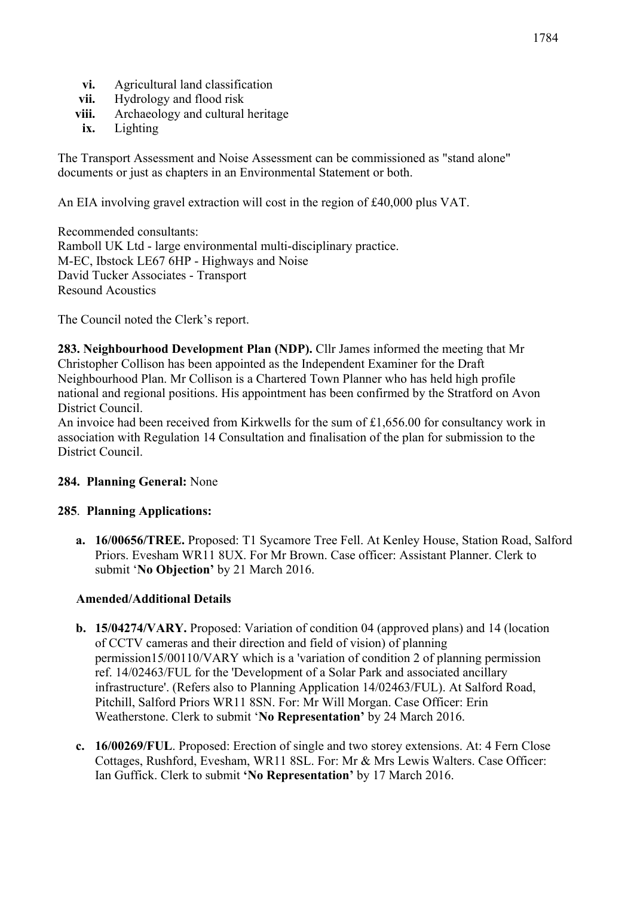- **vi.** Agricultural land classification
- **vii.** Hydrology and flood risk
- **viii.** Archaeology and cultural heritage
- **ix.** Lighting

The Transport Assessment and Noise Assessment can be commissioned as "stand alone" documents or just as chapters in an Environmental Statement or both.

An EIA involving gravel extraction will cost in the region of £40,000 plus VAT.

Recommended consultants:
Ramboll UK Ltd - large environmental multi-disciplinary practice.
M-EC, Ibstock LE67 6HP - Highways and Noise
David Tucker Associates - Transport
Resound Acoustics

The Council noted the Clerk's report.

**283. Neighbourhood Development Plan (NDP).** Cllr James informed the meeting that Mr Christopher Collison has been appointed as the Independent Examiner for the Draft Neighbourhood Plan. Mr Collison is a Chartered Town Planner who has held high profile national and regional positions. His appointment has been confirmed by the Stratford on Avon District Council.
An invoice had been received from Kirkwells for the sum of £1,656.00 for consultancy work in association with Regulation 14 Consultation and finalisation of the plan for submission to the District Council.

**284. Planning General:** None

**285**. **Planning Applications:**

**a. 16/00656/TREE.** Proposed: T1 Sycamore Tree Fell. At Kenley House, Station Road, Salford Priors. Evesham WR11 8UX. For Mr Brown. Case officer: Assistant Planner. Clerk to submit '**No Objection'** by 21 March 2016.

**Amended/Additional Details**

**b. 15/04274/VARY.** Proposed: Variation of condition 04 (approved plans) and 14 (location of CCTV cameras and their direction and field of vision) of planning permission15/00110/VARY which is a 'variation of condition 2 of planning permission ref. 14/02463/FUL for the 'Development of a Solar Park and associated ancillary infrastructure'. (Refers also to Planning Application 14/02463/FUL). At Salford Road, Pitchill, Salford Priors WR11 8SN. For: Mr Will Morgan. Case Officer: Erin Weatherstone. Clerk to submit '**No Representation'** by 24 March 2016.

**c. 16/00269/FUL**. Proposed: Erection of single and two storey extensions. At: 4 Fern Close Cottages, Rushford, Evesham, WR11 8SL. For: Mr & Mrs Lewis Walters. Case Officer: Ian Guffick. Clerk to submit **'No Representation'** by 17 March 2016.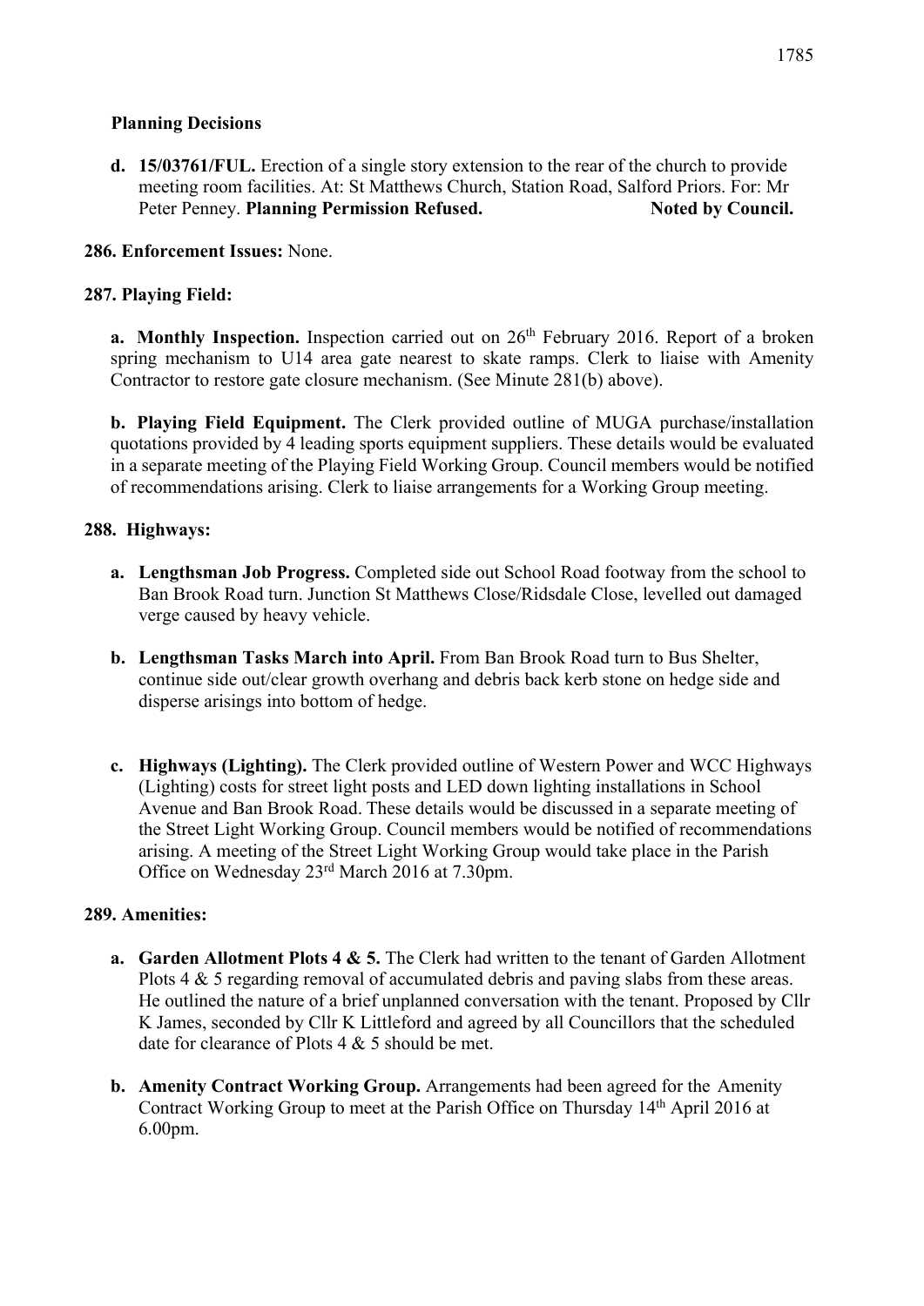**Planning Decisions**

**d. 15/03761/FUL.** Erection of a single story extension to the rear of the church to provide meeting room facilities. At: St Matthews Church, Station Road, Salford Priors. For: Mr Peter Penney. **Planning Permission Refused.** **Noted by Council.**

**286. Enforcement Issues:** None.

**287. Playing Field:**

**a. Monthly Inspection.** Inspection carried out on 26th February 2016. Report of a broken spring mechanism to U14 area gate nearest to skate ramps. Clerk to liaise with Amenity Contractor to restore gate closure mechanism. (See Minute 281(b) above).

**b. Playing Field Equipment.** The Clerk provided outline of MUGA purchase/installation quotations provided by 4 leading sports equipment suppliers. These details would be evaluated in a separate meeting of the Playing Field Working Group. Council members would be notified of recommendations arising. Clerk to liaise arrangements for a Working Group meeting.

**288. Highways:**

**a. Lengthsman Job Progress.** Completed side out School Road footway from the school to Ban Brook Road turn. Junction St Matthews Close/Ridsdale Close, levelled out damaged verge caused by heavy vehicle.

**b. Lengthsman Tasks March into April.** From Ban Brook Road turn to Bus Shelter, continue side out/clear growth overhang and debris back kerb stone on hedge side and disperse arisings into bottom of hedge.

**c. Highways (Lighting).** The Clerk provided outline of Western Power and WCC Highways (Lighting) costs for street light posts and LED down lighting installations in School Avenue and Ban Brook Road. These details would be discussed in a separate meeting of the Street Light Working Group. Council members would be notified of recommendations arising. A meeting of the Street Light Working Group would take place in the Parish Office on Wednesday 23rd March 2016 at 7.30pm.

**289. Amenities:**

**a. Garden Allotment Plots 4 & 5.** The Clerk had written to the tenant of Garden Allotment Plots 4 & 5 regarding removal of accumulated debris and paving slabs from these areas. He outlined the nature of a brief unplanned conversation with the tenant. Proposed by Cllr K James, seconded by Cllr K Littleford and agreed by all Councillors that the scheduled date for clearance of Plots 4 & 5 should be met.

**b. Amenity Contract Working Group.** Arrangements had been agreed for the Amenity Contract Working Group to meet at the Parish Office on Thursday 14th April 2016 at 6.00pm.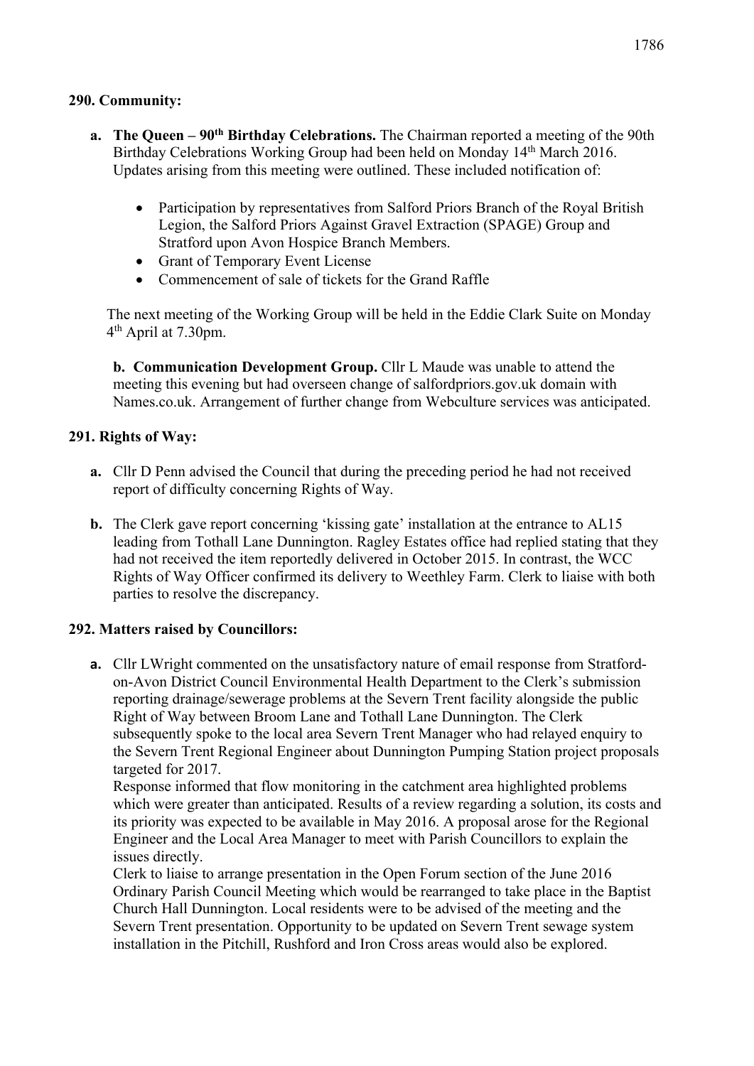**290. Community:**

- **a. The Queen – 90th Birthday Celebrations.** The Chairman reported a meeting of the 90th Birthday Celebrations Working Group had been held on Monday 14th March 2016. Updates arising from this meeting were outlined. These included notification of:

  - Participation by representatives from Salford Priors Branch of the Royal British Legion, the Salford Priors Against Gravel Extraction (SPAGE) Group and Stratford upon Avon Hospice Branch Members.
  - Grant of Temporary Event License
  - Commencement of sale of tickets for the Grand Raffle

  The next meeting of the Working Group will be held in the Eddie Clark Suite on Monday 4th April at 7.30pm.

  **b. Communication Development Group.** Cllr L Maude was unable to attend the meeting this evening but had overseen change of salfordpriors.gov.uk domain with Names.co.uk. Arrangement of further change from Webculture services was anticipated.

**291. Rights of Way:**

- **a.** Cllr D Penn advised the Council that during the preceding period he had not received report of difficulty concerning Rights of Way.
- **b.** The Clerk gave report concerning 'kissing gate' installation at the entrance to AL15 leading from Tothall Lane Dunnington. Ragley Estates office had replied stating that they had not received the item reportedly delivered in October 2015. In contrast, the WCC Rights of Way Officer confirmed its delivery to Weethley Farm. Clerk to liaise with both parties to resolve the discrepancy.

**292. Matters raised by Councillors:**

- **a.** Cllr LWright commented on the unsatisfactory nature of email response from Stratford-on-Avon District Council Environmental Health Department to the Clerk's submission reporting drainage/sewerage problems at the Severn Trent facility alongside the public Right of Way between Broom Lane and Tothall Lane Dunnington. The Clerk subsequently spoke to the local area Severn Trent Manager who had relayed enquiry to the Severn Trent Regional Engineer about Dunnington Pumping Station project proposals targeted for 2017.
  Response informed that flow monitoring in the catchment area highlighted problems which were greater than anticipated. Results of a review regarding a solution, its costs and its priority was expected to be available in May 2016. A proposal arose for the Regional Engineer and the Local Area Manager to meet with Parish Councillors to explain the issues directly.
  Clerk to liaise to arrange presentation in the Open Forum section of the June 2016 Ordinary Parish Council Meeting which would be rearranged to take place in the Baptist Church Hall Dunnington. Local residents were to be advised of the meeting and the Severn Trent presentation. Opportunity to be updated on Severn Trent sewage system installation in the Pitchill, Rushford and Iron Cross areas would also be explored.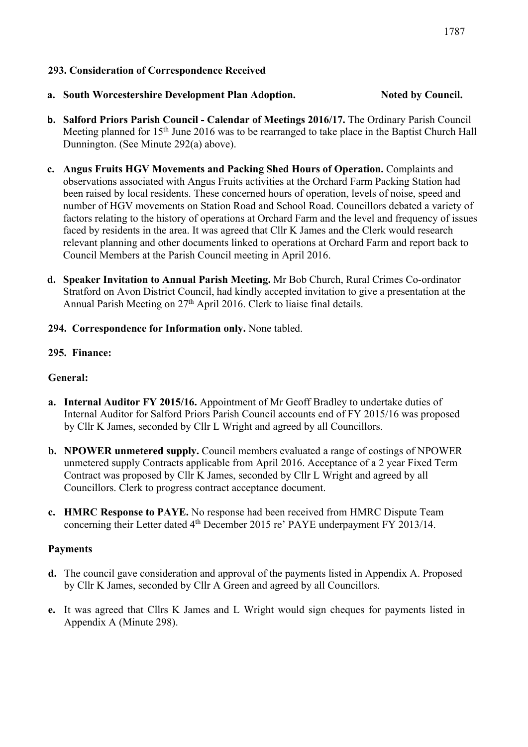**293. Consideration of Correspondence Received**

a. **South Worcestershire Development Plan Adoption.** **Noted by Council.**

b. **Salford Priors Parish Council - Calendar of Meetings 2016/17.** The Ordinary Parish Council Meeting planned for 15th June 2016 was to be rearranged to take place in the Baptist Church Hall Dunnington. (See Minute 292(a) above).

c. **Angus Fruits HGV Movements and Packing Shed Hours of Operation.** Complaints and observations associated with Angus Fruits activities at the Orchard Farm Packing Station had been raised by local residents. These concerned hours of operation, levels of noise, speed and number of HGV movements on Station Road and School Road. Councillors debated a variety of factors relating to the history of operations at Orchard Farm and the level and frequency of issues faced by residents in the area. It was agreed that Cllr K James and the Clerk would research relevant planning and other documents linked to operations at Orchard Farm and report back to Council Members at the Parish Council meeting in April 2016.

d. **Speaker Invitation to Annual Parish Meeting.** Mr Bob Church, Rural Crimes Co-ordinator Stratford on Avon District Council, had kindly accepted invitation to give a presentation at the Annual Parish Meeting on 27th April 2016. Clerk to liaise final details.

**294. Correspondence for Information only.** None tabled.

**295. Finance:**

**General:**

a. **Internal Auditor FY 2015/16.** Appointment of Mr Geoff Bradley to undertake duties of Internal Auditor for Salford Priors Parish Council accounts end of FY 2015/16 was proposed by Cllr K James, seconded by Cllr L Wright and agreed by all Councillors.

b. **NPOWER unmetered supply.** Council members evaluated a range of costings of NPOWER unmetered supply Contracts applicable from April 2016. Acceptance of a 2 year Fixed Term Contract was proposed by Cllr K James, seconded by Cllr L Wright and agreed by all Councillors. Clerk to progress contract acceptance document.

c. **HMRC Response to PAYE.** No response had been received from HMRC Dispute Team concerning their Letter dated 4th December 2015 re' PAYE underpayment FY 2013/14.

**Payments**

d. The council gave consideration and approval of the payments listed in Appendix A. Proposed by Cllr K James, seconded by Cllr A Green and agreed by all Councillors.

e. It was agreed that Cllrs K James and L Wright would sign cheques for payments listed in Appendix A (Minute 298).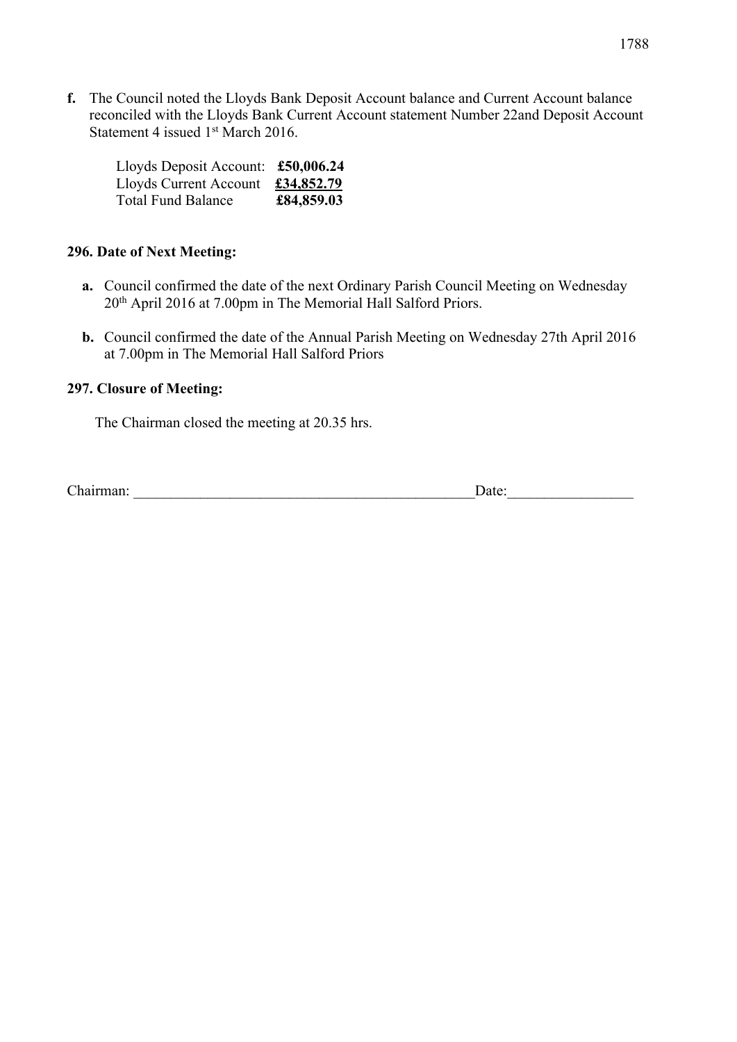**f.** The Council noted the Lloyds Bank Deposit Account balance and Current Account balance reconciled with the Lloyds Bank Current Account statement Number 22and Deposit Account Statement 4 issued 1st March 2016.

| | |
|---|---|
| Lloyds Deposit Account: | **£50,006.24** |
| Lloyds Current Account | **£34,852.79** |
| Total Fund Balance | **£84,859.03** |

**296. Date of Next Meeting:**

**a.** Council confirmed the date of the next Ordinary Parish Council Meeting on Wednesday 20th April 2016 at 7.00pm in The Memorial Hall Salford Priors.

**b.** Council confirmed the date of the Annual Parish Meeting on Wednesday 27th April 2016 at 7.00pm in The Memorial Hall Salford Priors

**297. Closure of Meeting:**

The Chairman closed the meeting at 20.35 hrs.

Chairman: _______________________________________________ Date: ________________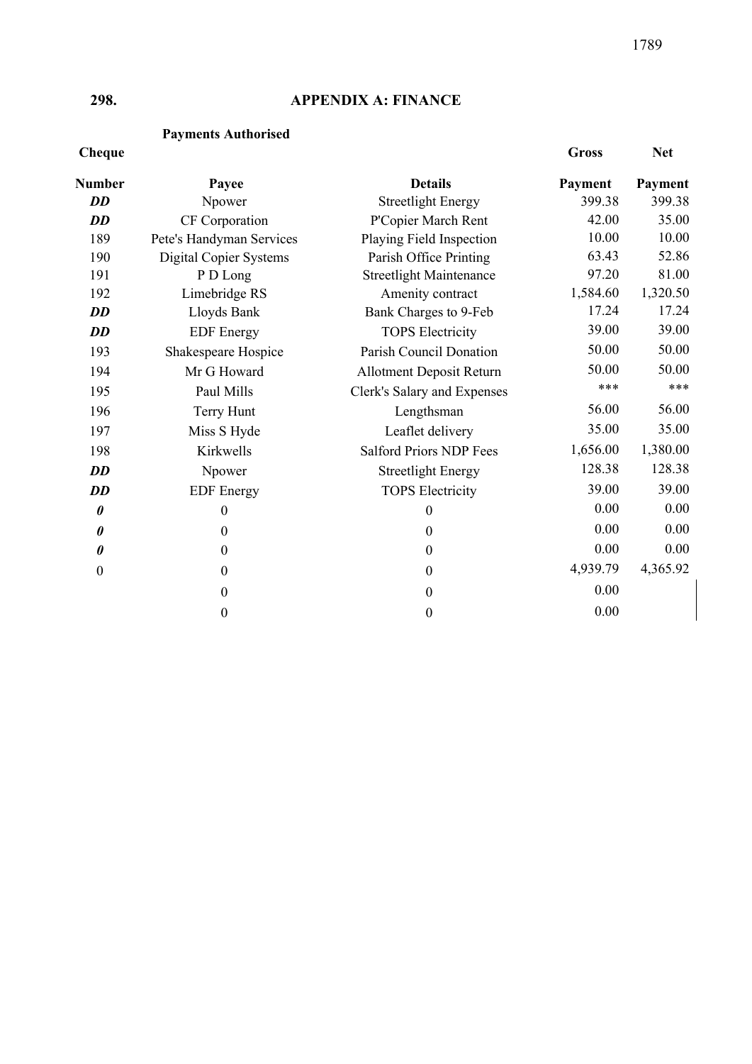## 298. APPENDIX A: FINANCE

**Payments Authorised**

| Cheque Number | Payee | Details | Gross Payment | Net Payment |
|---|---|---|---|---|
| ***DD*** | Npower | Streetlight Energy | 399.38 | 399.38 |
| ***DD*** | CF Corporation | P'Copier March Rent | 42.00 | 35.00 |
| 189 | Pete's Handyman Services | Playing Field Inspection | 10.00 | 10.00 |
| 190 | Digital Copier Systems | Parish Office Printing | 63.43 | 52.86 |
| 191 | P D Long | Streetlight Maintenance | 97.20 | 81.00 |
| 192 | Limebridge RS | Amenity contract | 1,584.60 | 1,320.50 |
| ***DD*** | Lloyds Bank | Bank Charges to 9-Feb | 17.24 | 17.24 |
| ***DD*** | EDF Energy | TOPS Electricity | 39.00 | 39.00 |
| 193 | Shakespeare Hospice | Parish Council Donation | 50.00 | 50.00 |
| 194 | Mr G Howard | Allotment Deposit Return | 50.00 | 50.00 |
| 195 | Paul Mills | Clerk's Salary and Expenses | *** | *** |
| 196 | Terry Hunt | Lengthsman | 56.00 | 56.00 |
| 197 | Miss S Hyde | Leaflet delivery | 35.00 | 35.00 |
| 198 | Kirkwells | Salford Priors NDP Fees | 1,656.00 | 1,380.00 |
| ***DD*** | Npower | Streetlight Energy | 128.38 | 128.38 |
| ***DD*** | EDF Energy | TOPS Electricity | 39.00 | 39.00 |
| ***0*** | 0 | 0 | 0.00 | 0.00 |
| ***0*** | 0 | 0 | 0.00 | 0.00 |
| ***0*** | 0 | 0 | 0.00 | 0.00 |
| 0 | 0 | 0 | 4,939.79 | 4,365.92 |
| | 0 | 0 | 0.00 | |
| | 0 | 0 | 0.00 | |